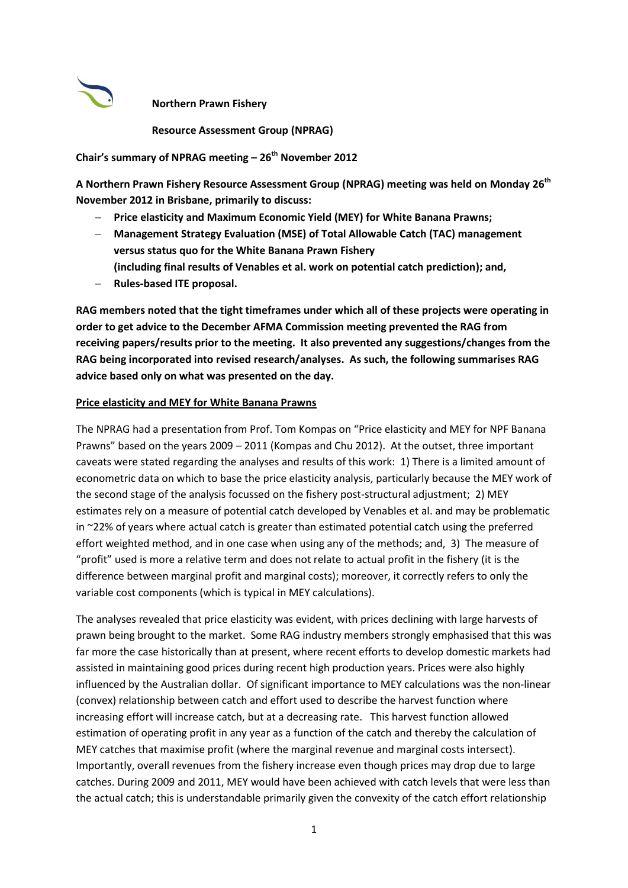**Northern Prawn Fishery**

**Resource Assessment Group (NPRAG)**

**Chair's summary of NPRAG meeting – 26th November 2012**

**A Northern Prawn Fishery Resource Assessment Group (NPRAG) meeting was held on Monday 26th November 2012 in Brisbane, primarily to discuss:**

- **Price elasticity and Maximum Economic Yield (MEY) for White Banana Prawns;**
- **Management Strategy Evaluation (MSE) of Total Allowable Catch (TAC) management versus status quo for the White Banana Prawn Fishery (including final results of Venables et al. work on potential catch prediction); and,**
- **Rules-based ITE proposal.**

**RAG members noted that the tight timeframes under which all of these projects were operating in order to get advice to the December AFMA Commission meeting prevented the RAG from receiving papers/results prior to the meeting. It also prevented any suggestions/changes from the RAG being incorporated into revised research/analyses. As such, the following summarises RAG advice based only on what was presented on the day.**

**Price elasticity and MEY for White Banana Prawns**

The NPRAG had a presentation from Prof. Tom Kompas on "Price elasticity and MEY for NPF Banana Prawns" based on the years 2009 – 2011 (Kompas and Chu 2012). At the outset, three important caveats were stated regarding the analyses and results of this work: 1) There is a limited amount of econometric data on which to base the price elasticity analysis, particularly because the MEY work of the second stage of the analysis focussed on the fishery post-structural adjustment; 2) MEY estimates rely on a measure of potential catch developed by Venables et al. and may be problematic in ~22% of years where actual catch is greater than estimated potential catch using the preferred effort weighted method, and in one case when using any of the methods; and, 3) The measure of "profit" used is more a relative term and does not relate to actual profit in the fishery (it is the difference between marginal profit and marginal costs); moreover, it correctly refers to only the variable cost components (which is typical in MEY calculations).

The analyses revealed that price elasticity was evident, with prices declining with large harvests of prawn being brought to the market. Some RAG industry members strongly emphasised that this was far more the case historically than at present, where recent efforts to develop domestic markets had assisted in maintaining good prices during recent high production years. Prices were also highly influenced by the Australian dollar. Of significant importance to MEY calculations was the non-linear (convex) relationship between catch and effort used to describe the harvest function where increasing effort will increase catch, but at a decreasing rate. This harvest function allowed estimation of operating profit in any year as a function of the catch and thereby the calculation of MEY catches that maximise profit (where the marginal revenue and marginal costs intersect). Importantly, overall revenues from the fishery increase even though prices may drop due to large catches. During 2009 and 2011, MEY would have been achieved with catch levels that were less than the actual catch; this is understandable primarily given the convexity of the catch effort relationship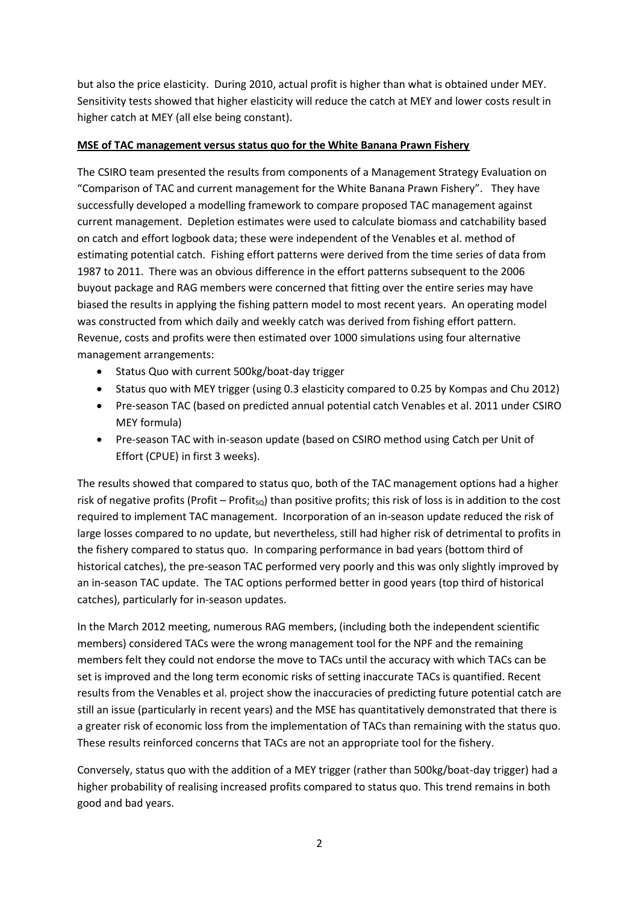but also the price elasticity. During 2010, actual profit is higher than what is obtained under MEY. Sensitivity tests showed that higher elasticity will reduce the catch at MEY and lower costs result in higher catch at MEY (all else being constant).

**MSE of TAC management versus status quo for the White Banana Prawn Fishery**

The CSIRO team presented the results from components of a Management Strategy Evaluation on "Comparison of TAC and current management for the White Banana Prawn Fishery". They have successfully developed a modelling framework to compare proposed TAC management against current management. Depletion estimates were used to calculate biomass and catchability based on catch and effort logbook data; these were independent of the Venables et al. method of estimating potential catch. Fishing effort patterns were derived from the time series of data from 1987 to 2011. There was an obvious difference in the effort patterns subsequent to the 2006 buyout package and RAG members were concerned that fitting over the entire series may have biased the results in applying the fishing pattern model to most recent years. An operating model was constructed from which daily and weekly catch was derived from fishing effort pattern. Revenue, costs and profits were then estimated over 1000 simulations using four alternative management arrangements:

- Status Quo with current 500kg/boat-day trigger
- Status quo with MEY trigger (using 0.3 elasticity compared to 0.25 by Kompas and Chu 2012)
- Pre-season TAC (based on predicted annual potential catch Venables et al. 2011 under CSIRO MEY formula)
- Pre-season TAC with in-season update (based on CSIRO method using Catch per Unit of Effort (CPUE) in first 3 weeks).

The results showed that compared to status quo, both of the TAC management options had a higher risk of negative profits (Profit – $\text{Profit}_{SQ}$) than positive profits; this risk of loss is in addition to the cost required to implement TAC management. Incorporation of an in-season update reduced the risk of large losses compared to no update, but nevertheless, still had higher risk of detrimental to profits in the fishery compared to status quo. In comparing performance in bad years (bottom third of historical catches), the pre-season TAC performed very poorly and this was only slightly improved by an in-season TAC update. The TAC options performed better in good years (top third of historical catches), particularly for in-season updates.

In the March 2012 meeting, numerous RAG members, (including both the independent scientific members) considered TACs were the wrong management tool for the NPF and the remaining members felt they could not endorse the move to TACs until the accuracy with which TACs can be set is improved and the long term economic risks of setting inaccurate TACs is quantified. Recent results from the Venables et al. project show the inaccuracies of predicting future potential catch are still an issue (particularly in recent years) and the MSE has quantitatively demonstrated that there is a greater risk of economic loss from the implementation of TACs than remaining with the status quo. These results reinforced concerns that TACs are not an appropriate tool for the fishery.

Conversely, status quo with the addition of a MEY trigger (rather than 500kg/boat-day trigger) had a higher probability of realising increased profits compared to status quo. This trend remains in both good and bad years.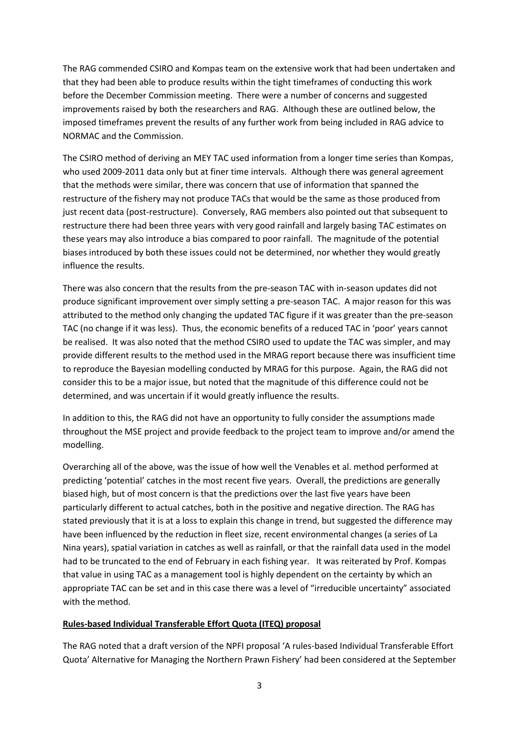The RAG commended CSIRO and Kompas team on the extensive work that had been undertaken and that they had been able to produce results within the tight timeframes of conducting this work before the December Commission meeting. There were a number of concerns and suggested improvements raised by both the researchers and RAG. Although these are outlined below, the imposed timeframes prevent the results of any further work from being included in RAG advice to NORMAC and the Commission.

The CSIRO method of deriving an MEY TAC used information from a longer time series than Kompas, who used 2009-2011 data only but at finer time intervals. Although there was general agreement that the methods were similar, there was concern that use of information that spanned the restructure of the fishery may not produce TACs that would be the same as those produced from just recent data (post-restructure). Conversely, RAG members also pointed out that subsequent to restructure there had been three years with very good rainfall and largely basing TAC estimates on these years may also introduce a bias compared to poor rainfall. The magnitude of the potential biases introduced by both these issues could not be determined, nor whether they would greatly influence the results.

There was also concern that the results from the pre-season TAC with in-season updates did not produce significant improvement over simply setting a pre-season TAC. A major reason for this was attributed to the method only changing the updated TAC figure if it was greater than the pre-season TAC (no change if it was less). Thus, the economic benefits of a reduced TAC in 'poor' years cannot be realised. It was also noted that the method CSIRO used to update the TAC was simpler, and may provide different results to the method used in the MRAG report because there was insufficient time to reproduce the Bayesian modelling conducted by MRAG for this purpose. Again, the RAG did not consider this to be a major issue, but noted that the magnitude of this difference could not be determined, and was uncertain if it would greatly influence the results.

In addition to this, the RAG did not have an opportunity to fully consider the assumptions made throughout the MSE project and provide feedback to the project team to improve and/or amend the modelling.

Overarching all of the above, was the issue of how well the Venables et al. method performed at predicting 'potential' catches in the most recent five years. Overall, the predictions are generally biased high, but of most concern is that the predictions over the last five years have been particularly different to actual catches, both in the positive and negative direction. The RAG has stated previously that it is at a loss to explain this change in trend, but suggested the difference may have been influenced by the reduction in fleet size, recent environmental changes (a series of La Nina years), spatial variation in catches as well as rainfall, or that the rainfall data used in the model had to be truncated to the end of February in each fishing year. It was reiterated by Prof. Kompas that value in using TAC as a management tool is highly dependent on the certainty by which an appropriate TAC can be set and in this case there was a level of "irreducible uncertainty" associated with the method.

**Rules-based Individual Transferable Effort Quota (ITEQ) proposal**

The RAG noted that a draft version of the NPFI proposal 'A rules-based Individual Transferable Effort Quota' Alternative for Managing the Northern Prawn Fishery' had been considered at the September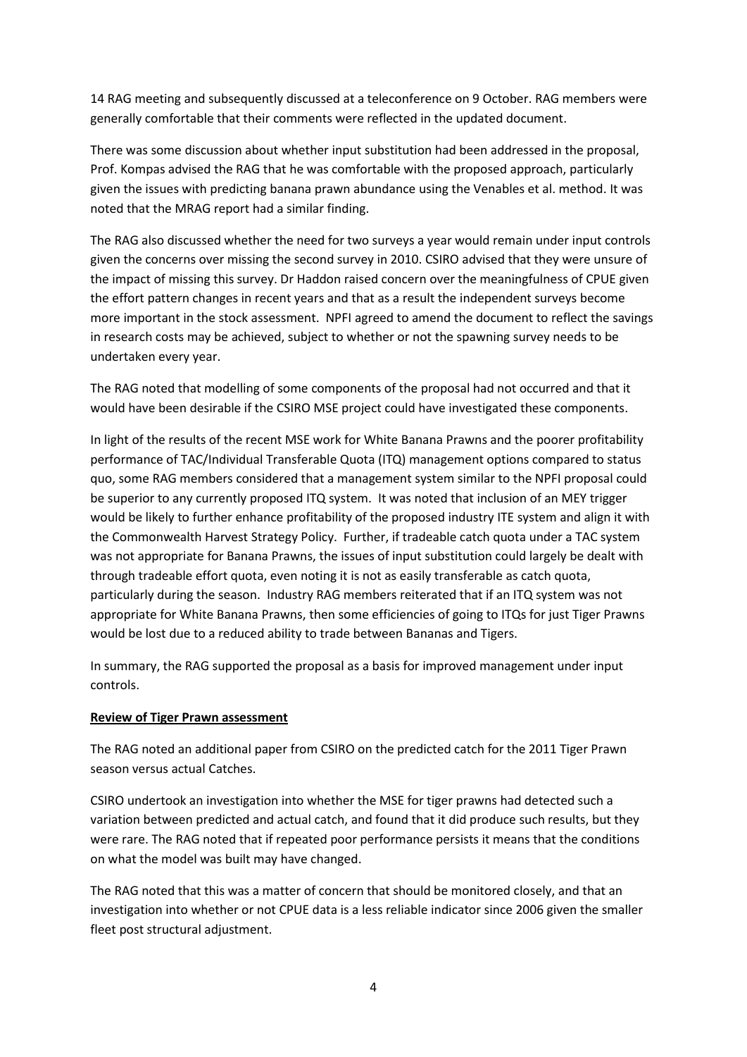14 RAG meeting and subsequently discussed at a teleconference on 9 October. RAG members were generally comfortable that their comments were reflected in the updated document.

There was some discussion about whether input substitution had been addressed in the proposal, Prof. Kompas advised the RAG that he was comfortable with the proposed approach, particularly given the issues with predicting banana prawn abundance using the Venables et al. method. It was noted that the MRAG report had a similar finding.

The RAG also discussed whether the need for two surveys a year would remain under input controls given the concerns over missing the second survey in 2010. CSIRO advised that they were unsure of the impact of missing this survey. Dr Haddon raised concern over the meaningfulness of CPUE given the effort pattern changes in recent years and that as a result the independent surveys become more important in the stock assessment. NPFI agreed to amend the document to reflect the savings in research costs may be achieved, subject to whether or not the spawning survey needs to be undertaken every year.

The RAG noted that modelling of some components of the proposal had not occurred and that it would have been desirable if the CSIRO MSE project could have investigated these components.

In light of the results of the recent MSE work for White Banana Prawns and the poorer profitability performance of TAC/Individual Transferable Quota (ITQ) management options compared to status quo, some RAG members considered that a management system similar to the NPFI proposal could be superior to any currently proposed ITQ system. It was noted that inclusion of an MEY trigger would be likely to further enhance profitability of the proposed industry ITE system and align it with the Commonwealth Harvest Strategy Policy. Further, if tradeable catch quota under a TAC system was not appropriate for Banana Prawns, the issues of input substitution could largely be dealt with through tradeable effort quota, even noting it is not as easily transferable as catch quota, particularly during the season. Industry RAG members reiterated that if an ITQ system was not appropriate for White Banana Prawns, then some efficiencies of going to ITQs for just Tiger Prawns would be lost due to a reduced ability to trade between Bananas and Tigers.

In summary, the RAG supported the proposal as a basis for improved management under input controls.

**Review of Tiger Prawn assessment**

The RAG noted an additional paper from CSIRO on the predicted catch for the 2011 Tiger Prawn season versus actual Catches.

CSIRO undertook an investigation into whether the MSE for tiger prawns had detected such a variation between predicted and actual catch, and found that it did produce such results, but they were rare. The RAG noted that if repeated poor performance persists it means that the conditions on what the model was built may have changed.

The RAG noted that this was a matter of concern that should be monitored closely, and that an investigation into whether or not CPUE data is a less reliable indicator since 2006 given the smaller fleet post structural adjustment.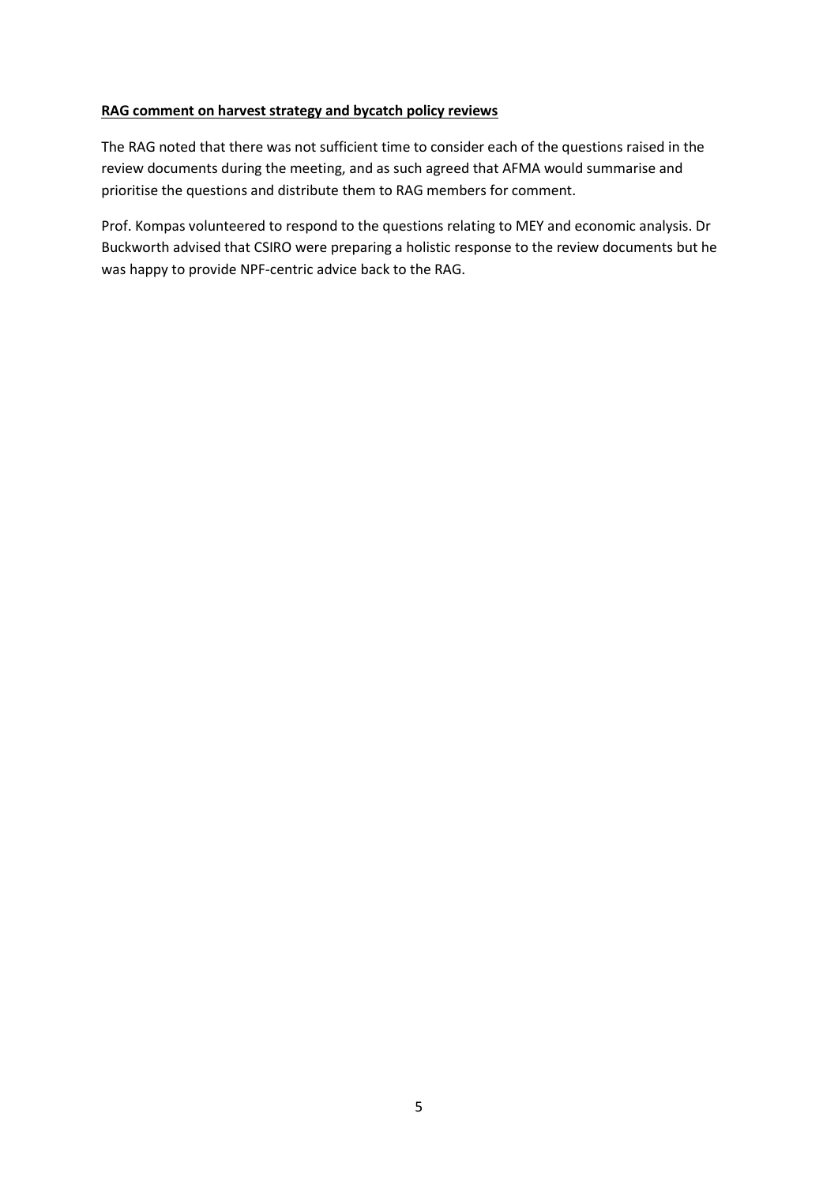**RAG comment on harvest strategy and bycatch policy reviews**

The RAG noted that there was not sufficient time to consider each of the questions raised in the review documents during the meeting, and as such agreed that AFMA would summarise and prioritise the questions and distribute them to RAG members for comment.

Prof. Kompas volunteered to respond to the questions relating to MEY and economic analysis. Dr Buckworth advised that CSIRO were preparing a holistic response to the review documents but he was happy to provide NPF-centric advice back to the RAG.